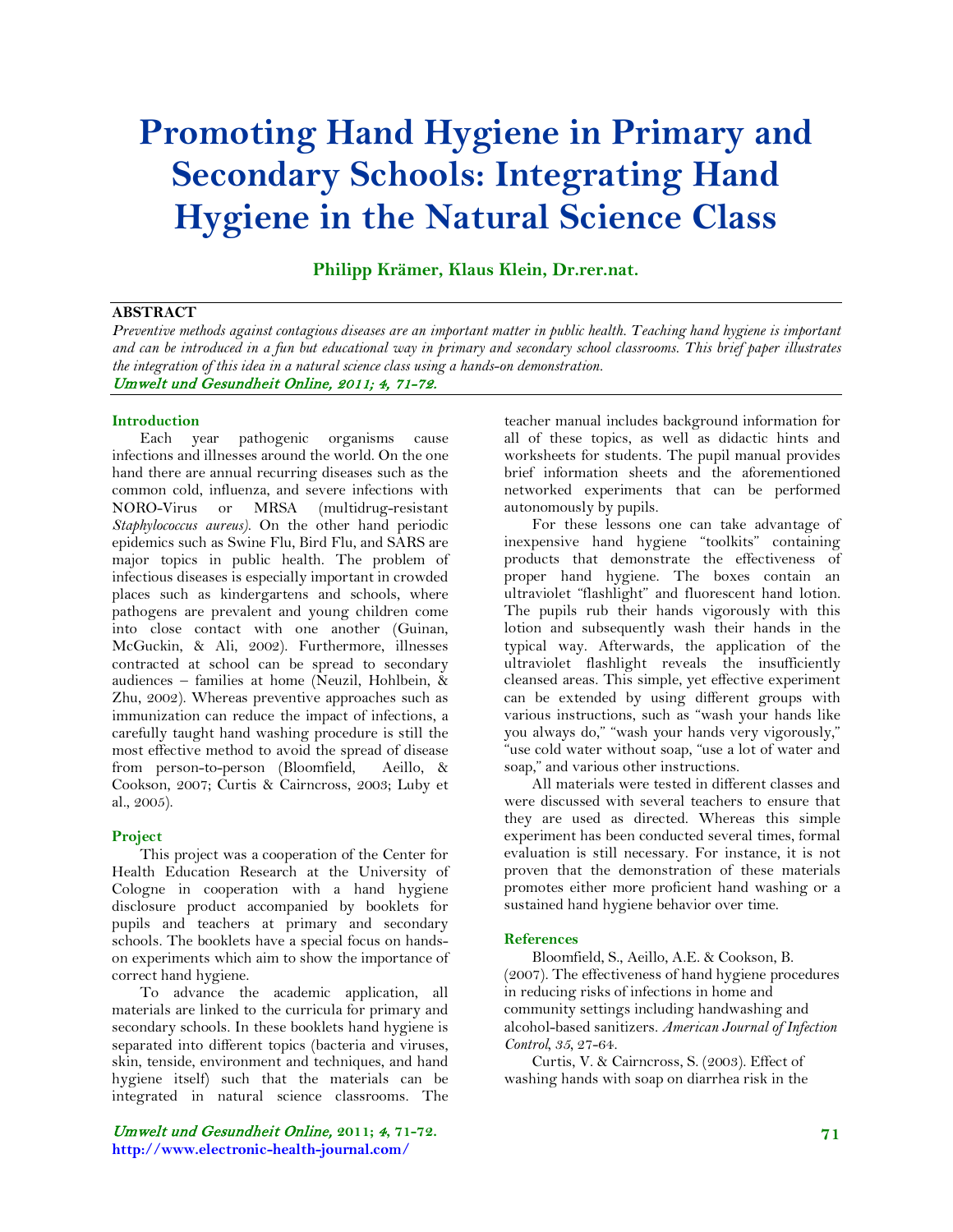# Promoting Hand Hygiene in Primary and Secondary Schools: Integrating Hand Hygiene in the Natural Science Class

**Philipp Krämer, Klaus Klein, Dr.rer.nat.**

**ABSTRACT**

*Preventive methods against contagious diseases are an important matter in public health. Teaching hand hygiene is important and can be introduced in a fun but educational way in primary and secondary school classrooms. This brief paper illustrates the integration of this idea in a natural science class using a hands-on demonstration.*

*Umwelt und Gesundheit Online, 2011; 4, 71-72.*

## Introduction

Each year pathogenic organisms cause infections and illnesses around the world. On the one hand there are annual recurring diseases such as the common cold, influenza, and severe infections with NORO-Virus or MRSA (multidrug-resistant *Staphylococcus aureus*). On the other hand periodic epidemics such as Swine Flu, Bird Flu, and SARS are major topics in public health. The problem of infectious diseases is especially important in crowded places such as kindergartens and schools, where pathogens are prevalent and young children come into close contact with one another (Guinan, McGuckin, & Ali, 2002). Furthermore, illnesses contracted at school can be spread to secondary audiences – families at home (Neuzil, Hohlbein, & Zhu, 2002). Whereas preventive approaches such as immunization can reduce the impact of infections, a carefully taught hand washing procedure is still the most effective method to avoid the spread of disease from person-to-person (Bloomfield, Aeillo, & Cookson, 2007; Curtis & Cairncross, 2003; Luby et al., 2005).

## Project

This project was a cooperation of the Center for Health Education Research at the University of Cologne in cooperation with a hand hygiene disclosure product accompanied by booklets for pupils and teachers at primary and secondary schools. The booklets have a special focus on hands-on experiments which aim to show the importance of correct hand hygiene.

To advance the academic application, all materials are linked to the curricula for primary and secondary schools. In these booklets hand hygiene is separated into different topics (bacteria and viruses, skin, tenside, environment and techniques, and hand hygiene itself) such that the materials can be integrated in natural science classrooms. The teacher manual includes background information for all of these topics, as well as didactic hints and worksheets for students. The pupil manual provides brief information sheets and the aforementioned networked experiments that can be performed autonomously by pupils.

For these lessons one can take advantage of inexpensive hand hygiene "toolkits" containing products that demonstrate the effectiveness of proper hand hygiene. The boxes contain an ultraviolet "flashlight" and fluorescent hand lotion. The pupils rub their hands vigorously with this lotion and subsequently wash their hands in the typical way. Afterwards, the application of the ultraviolet flashlight reveals the insufficiently cleansed areas. This simple, yet effective experiment can be extended by using different groups with various instructions, such as "wash your hands like you always do," "wash your hands very vigorously," "use cold water without soap, "use a lot of water and soap," and various other instructions.

All materials were tested in different classes and were discussed with several teachers to ensure that they are used as directed. Whereas this simple experiment has been conducted several times, formal evaluation is still necessary. For instance, it is not proven that the demonstration of these materials promotes either more proficient hand washing or a sustained hand hygiene behavior over time.

## References

Bloomfield, S., Aeillo, A.E. & Cookson, B. (2007). The effectiveness of hand hygiene procedures in reducing risks of infections in home and community settings including handwashing and alcohol-based sanitizers. *American Journal of Infection Control*, *35*, 27-64.

Curtis, V. & Cairncross, S. (2003). Effect of washing hands with soap on diarrhea risk in the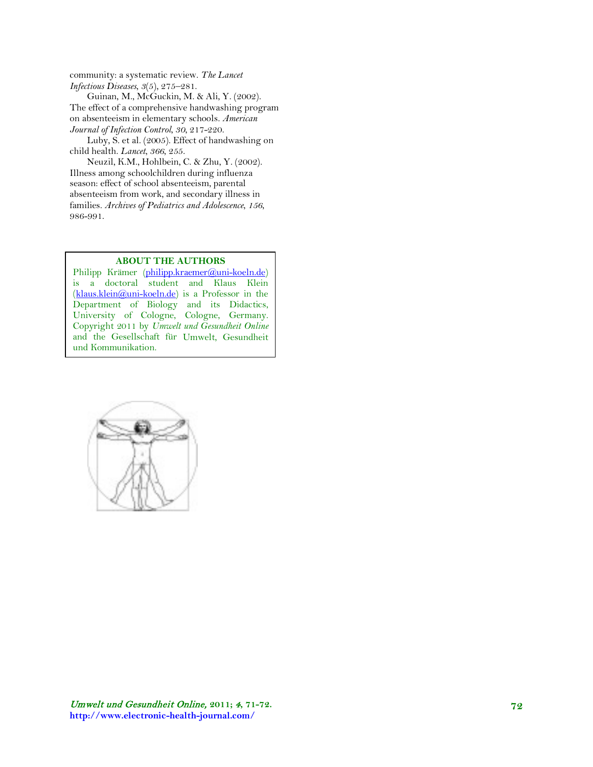community: a systematic review. *The Lancet Infectious Diseases, 3*(5), 275–281.

Guinan, M., McGuckin, M. & Ali, Y. (2002). The effect of a comprehensive handwashing program on absenteeism in elementary schools. *American Journal of Infection Control, 30*, 217-220.

Luby, S. et al. (2005). Effect of handwashing on child health. *Lancet, 366*, 255.

Neuzil, K.M., Hohlbein, C. & Zhu, Y. (2002). Illness among schoolchildren during influenza season: effect of school absenteeism, parental absenteeism from work, and secondary illness in families. *Archives of Pediatrics and Adolescence, 156*, 986-991.

**ABOUT THE AUTHORS**

Philipp Krämer (philipp.kraemer@uni-koeln.de) is a doctoral student and Klaus Klein (klaus.klein@uni-koeln.de) is a Professor in the Department of Biology and its Didactics, University of Cologne, Cologne, Germany. Copyright 2011 by *Umwelt und Gesundheit Online* and the Gesellschaft für Umwelt, Gesundheit und Kommunikation.